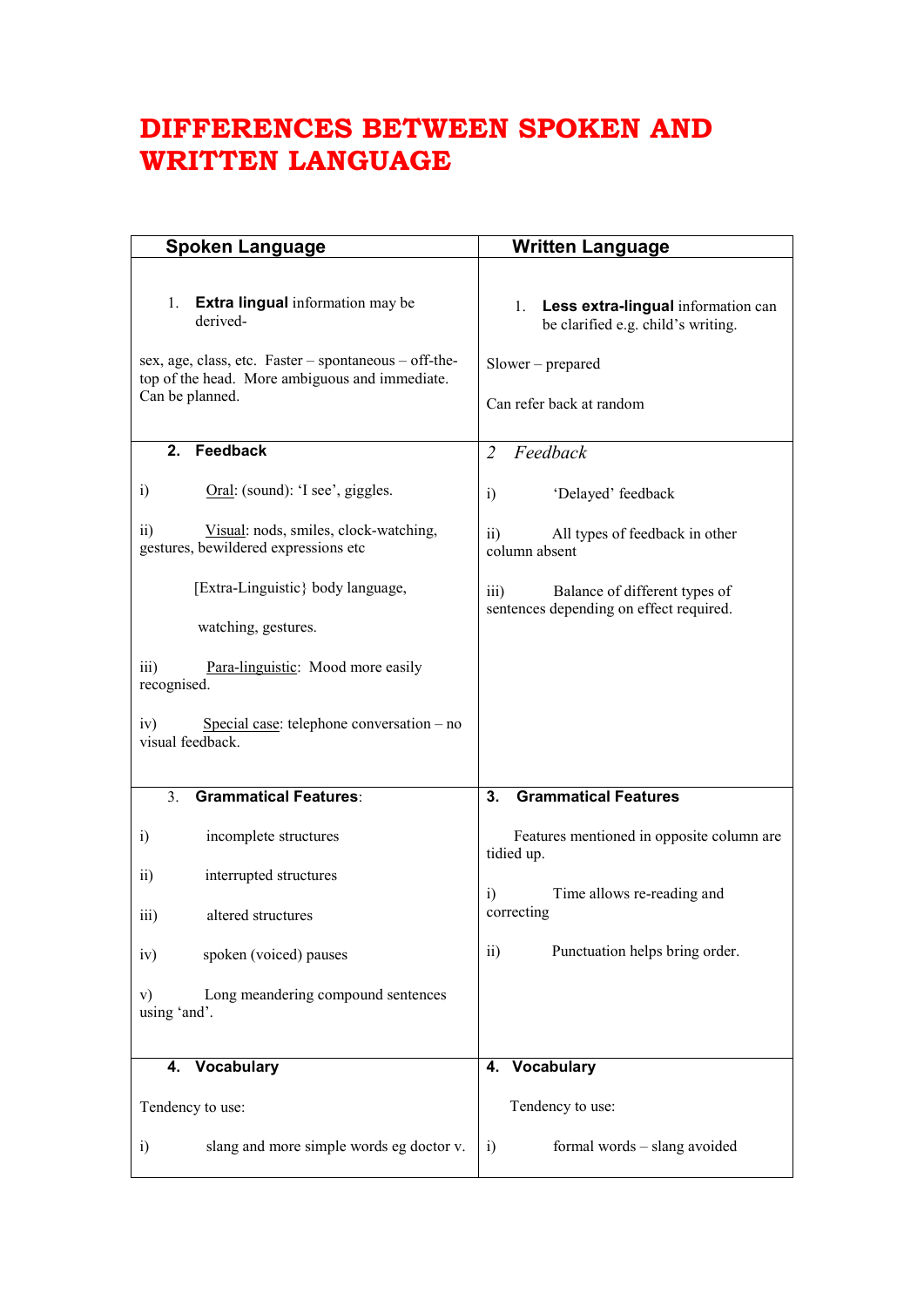# DIFFERENCES BETWEEN SPOKEN AND WRITTEN LANGUAGE

| Spoken Language | Written Language |
|---|---|
| 1. **Extra lingual** information may be derived-<br><br>sex, age, class, etc. Faster – spontaneous – off-the-top of the head. More ambiguous and immediate. Can be planned. | 1. **Less extra-lingual** information can be clarified e.g. child's writing.<br><br>Slower – prepared<br><br>Can refer back at random |
| 2. **Feedback**<br><br>i) Oral: (sound): 'I see', giggles.<br><br>ii) Visual: nods, smiles, clock-watching, gestures, bewildered expressions etc<br><br>[Extra-Linguistic} body language, watching, gestures.<br><br>iii) Para-linguistic: Mood more easily recognised.<br><br>iv) Special case: telephone conversation – no visual feedback. | 2 *Feedback*<br><br>i) 'Delayed' feedback<br><br>ii) All types of feedback in other column absent<br><br>iii) Balance of different types of sentences depending on effect required. |
| 3. **Grammatical Features**:<br><br>i) incomplete structures<br><br>ii) interrupted structures<br><br>iii) altered structures<br><br>iv) spoken (voiced) pauses<br><br>v) Long meandering compound sentences using 'and'. | 3. **Grammatical Features**<br><br>Features mentioned in opposite column are tidied up.<br><br>i) Time allows re-reading and correcting<br><br>ii) Punctuation helps bring order. |
| 4. **Vocabulary**<br><br>Tendency to use:<br><br>i) slang and more simple words eg doctor v. | 4. **Vocabulary**<br><br>Tendency to use:<br><br>i) formal words – slang avoided |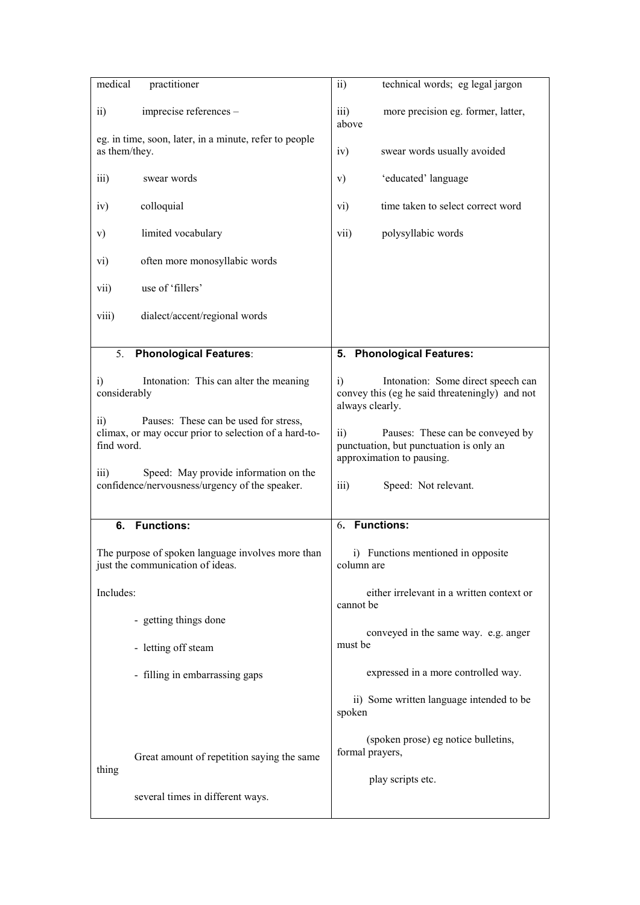| medical practitioner<br><br>ii) imprecise references –<br><br>eg. in time, soon, later, in a minute, refer to people as them/they.<br><br>iii) swear words<br><br>iv) colloquial<br><br>v) limited vocabulary<br><br>vi) often more monosyllabic words<br><br>vii) use of 'fillers'<br><br>viii) dialect/accent/regional words | ii) technical words; eg legal jargon<br><br>iii) more precision eg. former, latter, above<br><br>iv) swear words usually avoided<br><br>v) 'educated' language<br><br>vi) time taken to select correct word<br><br>vii) polysyllabic words |
|---|---|
| 5. **Phonological Features**:<br><br>i) Intonation: This can alter the meaning considerably<br><br>ii) Pauses: These can be used for stress, climax, or may occur prior to selection of a hard-to-find word.<br><br>iii) Speed: May provide information on the confidence/nervousness/urgency of the speaker. | 5. **Phonological Features:**<br><br>i) Intonation: Some direct speech can convey this (eg he said threateningly) and not always clearly.<br><br>ii) Pauses: These can be conveyed by punctuation, but punctuation is only an approximation to pausing.<br><br>iii) Speed: Not relevant. |
| 6. **Functions:**<br><br>The purpose of spoken language involves more than just the communication of ideas.<br><br>Includes:<br><br>- getting things done<br>- letting off steam<br>- filling in embarrassing gaps<br><br>Great amount of repetition saying the same thing several times in different ways. | 6. **Functions:**<br><br>i) Functions mentioned in opposite column are either irrelevant in a written context or cannot be conveyed in the same way. e.g. anger must be expressed in a more controlled way.<br><br>ii) Some written language intended to be spoken (spoken prose) eg notice bulletins, formal prayers, play scripts etc. |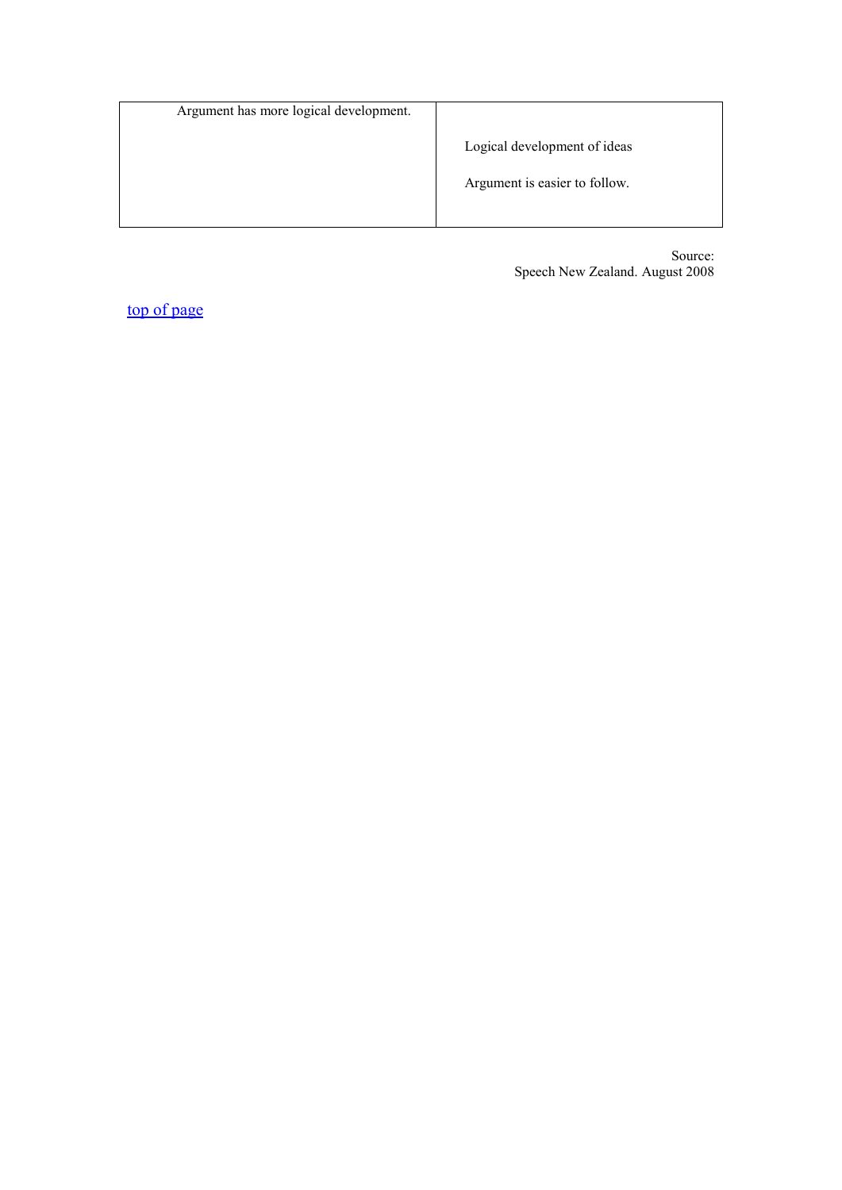| | |
|---|---|
| Argument has more logical development. | Logical development of ideas<br><br>Argument is easier to follow. |

Source:
Speech New Zealand. August 2008

top of page